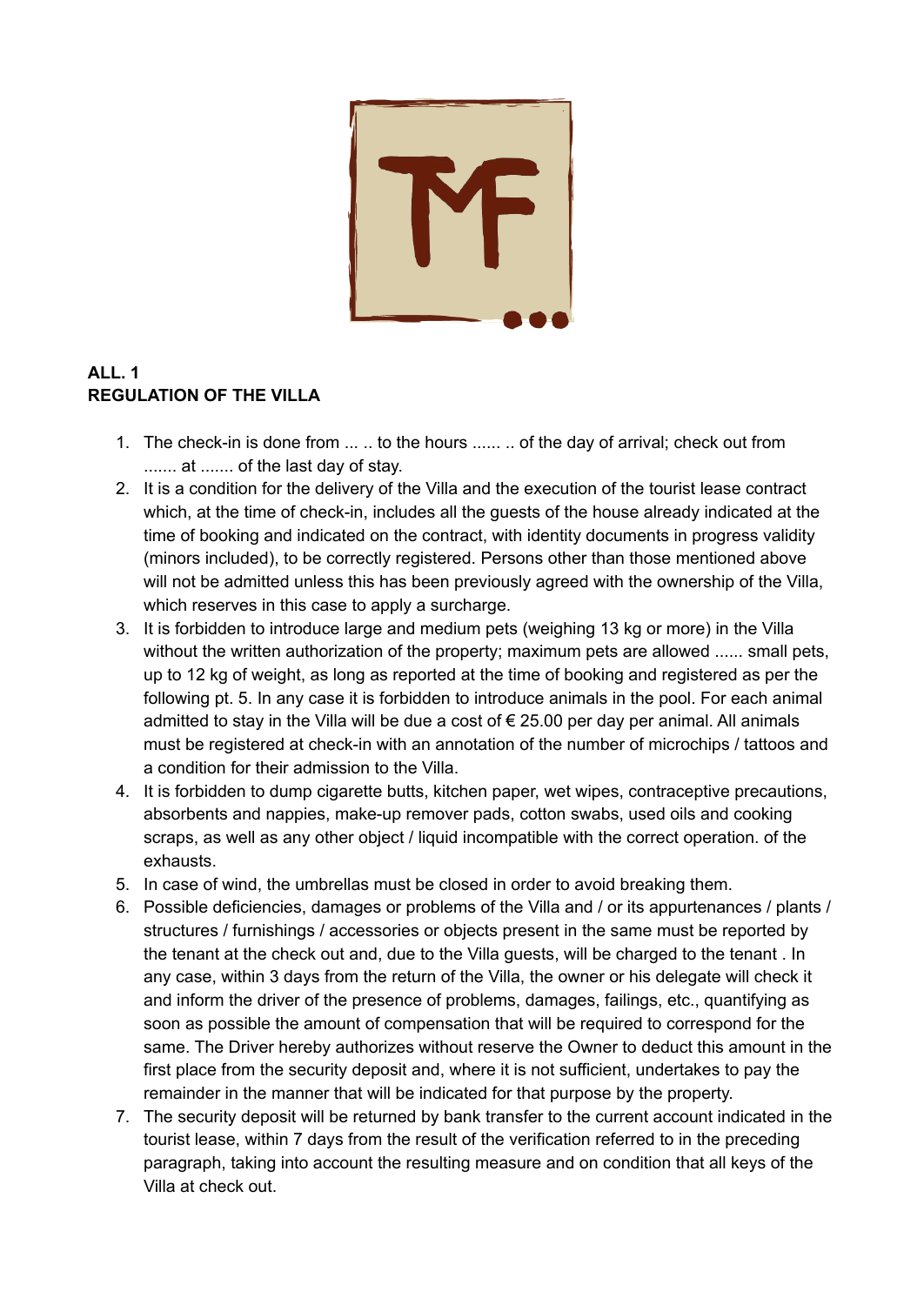**ALL. 1**
**REGULATION OF THE VILLA**

1. The check-in is done from ... .. to the hours ...... .. of the day of arrival; check out from ....... at ....... of the last day of stay.
2. It is a condition for the delivery of the Villa and the execution of the tourist lease contract which, at the time of check-in, includes all the guests of the house already indicated at the time of booking and indicated on the contract, with identity documents in progress validity (minors included), to be correctly registered. Persons other than those mentioned above will not be admitted unless this has been previously agreed with the ownership of the Villa, which reserves in this case to apply a surcharge.
3. It is forbidden to introduce large and medium pets (weighing 13 kg or more) in the Villa without the written authorization of the property; maximum pets are allowed ...... small pets, up to 12 kg of weight, as long as reported at the time of booking and registered as per the following pt. 5. In any case it is forbidden to introduce animals in the pool. For each animal admitted to stay in the Villa will be due a cost of € 25.00 per day per animal. All animals must be registered at check-in with an annotation of the number of microchips / tattoos and a condition for their admission to the Villa.
4. It is forbidden to dump cigarette butts, kitchen paper, wet wipes, contraceptive precautions, absorbents and nappies, make-up remover pads, cotton swabs, used oils and cooking scraps, as well as any other object / liquid incompatible with the correct operation. of the exhausts.
5. In case of wind, the umbrellas must be closed in order to avoid breaking them.
6. Possible deficiencies, damages or problems of the Villa and / or its appurtenances / plants / structures / furnishings / accessories or objects present in the same must be reported by the tenant at the check out and, due to the Villa guests, will be charged to the tenant . In any case, within 3 days from the return of the Villa, the owner or his delegate will check it and inform the driver of the presence of problems, damages, failings, etc., quantifying as soon as possible the amount of compensation that will be required to correspond for the same. The Driver hereby authorizes without reserve the Owner to deduct this amount in the first place from the security deposit and, where it is not sufficient, undertakes to pay the remainder in the manner that will be indicated for that purpose by the property.
7. The security deposit will be returned by bank transfer to the current account indicated in the tourist lease, within 7 days from the result of the verification referred to in the preceding paragraph, taking into account the resulting measure and on condition that all keys of the Villa at check out.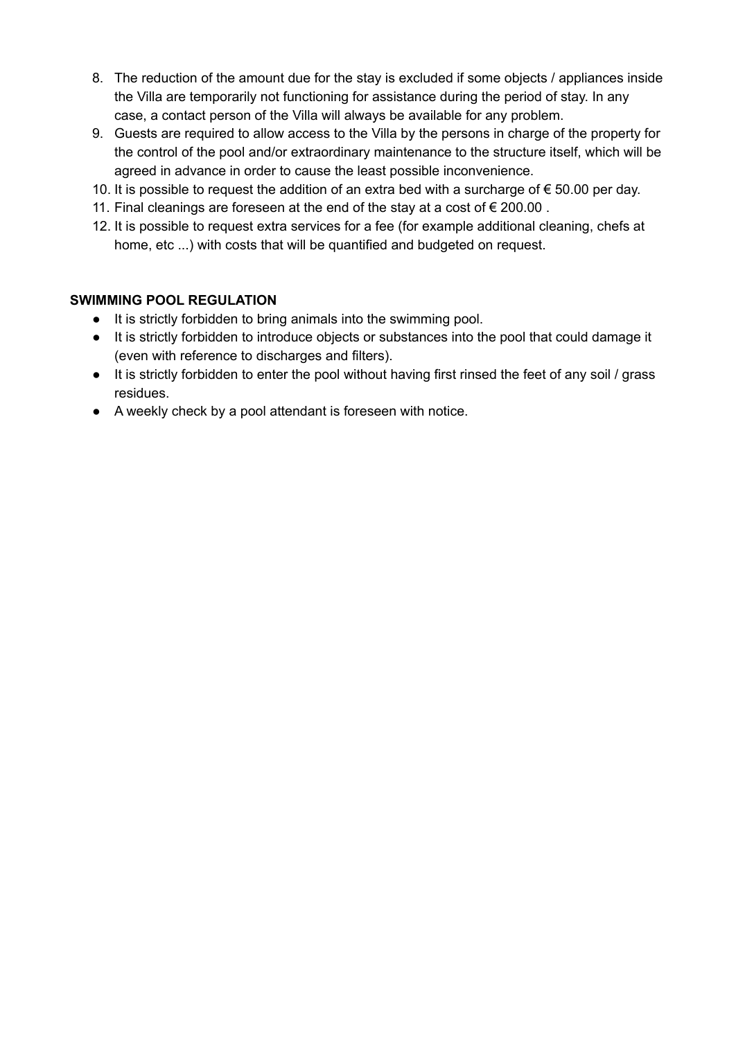8. The reduction of the amount due for the stay is excluded if some objects / appliances inside the Villa are temporarily not functioning for assistance during the period of stay. In any case, a contact person of the Villa will always be available for any problem.
9. Guests are required to allow access to the Villa by the persons in charge of the property for the control of the pool and/or extraordinary maintenance to the structure itself, which will be agreed in advance in order to cause the least possible inconvenience.
10. It is possible to request the addition of an extra bed with a surcharge of € 50.00 per day.
11. Final cleanings are foreseen at the end of the stay at a cost of € 200.00 .
12. It is possible to request extra services for a fee (for example additional cleaning, chefs at home, etc ...) with costs that will be quantified and budgeted on request.

**SWIMMING POOL REGULATION**

- It is strictly forbidden to bring animals into the swimming pool.
- It is strictly forbidden to introduce objects or substances into the pool that could damage it (even with reference to discharges and filters).
- It is strictly forbidden to enter the pool without having first rinsed the feet of any soil / grass residues.
- A weekly check by a pool attendant is foreseen with notice.